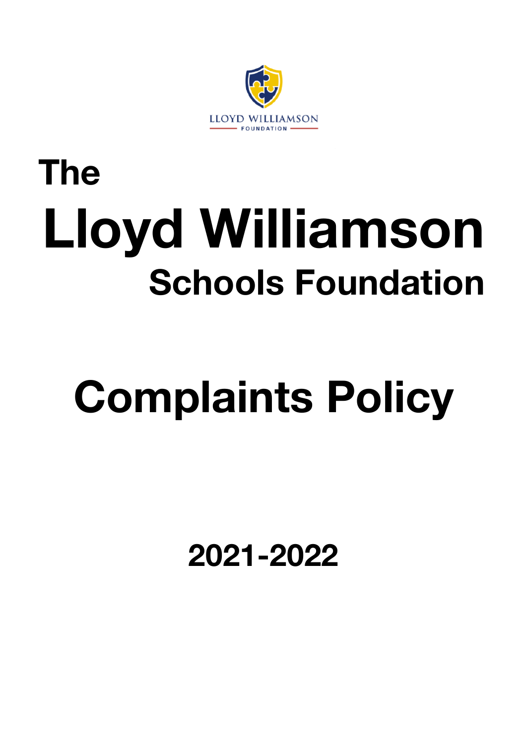LLOYD WILLIAMSON FOUNDATION

# The Lloyd Williamson Schools Foundation

# Complaints Policy

## 2021-2022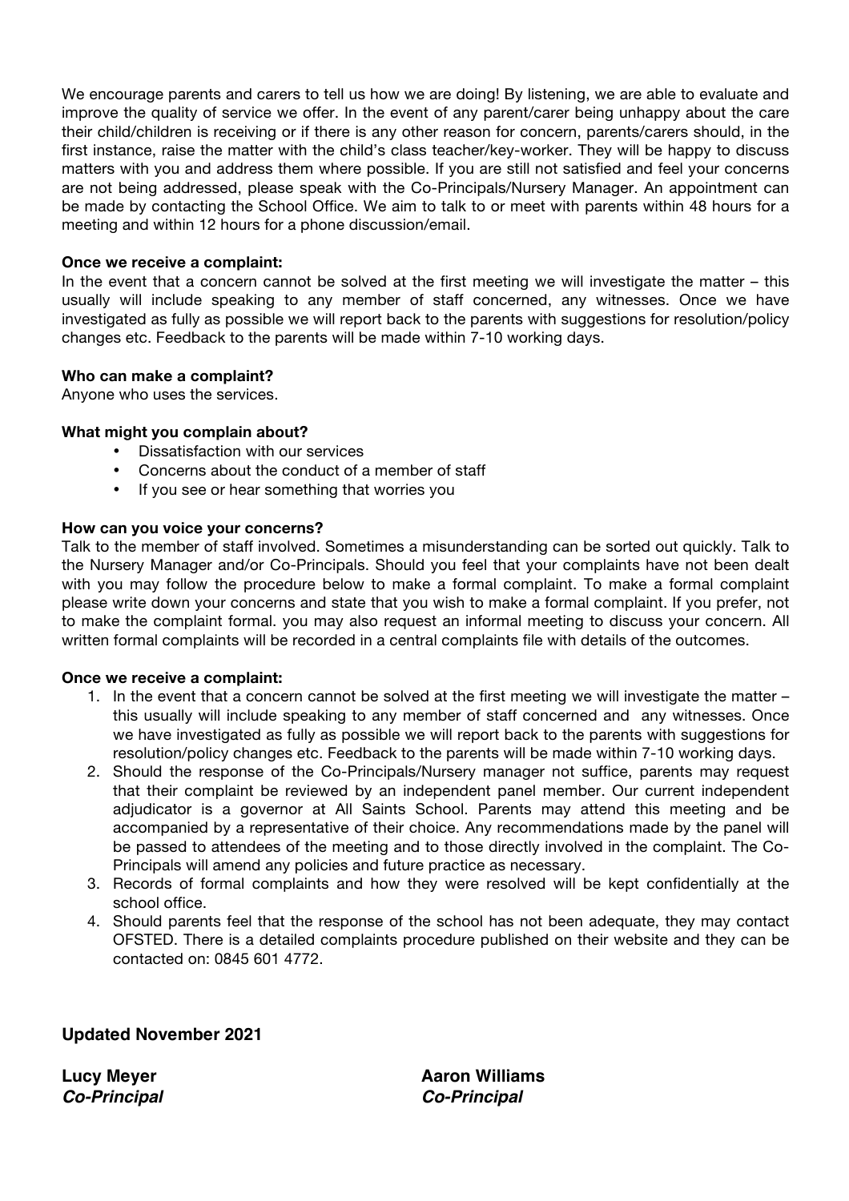We encourage parents and carers to tell us how we are doing! By listening, we are able to evaluate and improve the quality of service we offer. In the event of any parent/carer being unhappy about the care their child/children is receiving or if there is any other reason for concern, parents/carers should, in the first instance, raise the matter with the child's class teacher/key-worker. They will be happy to discuss matters with you and address them where possible. If you are still not satisfied and feel your concerns are not being addressed, please speak with the Co-Principals/Nursery Manager. An appointment can be made by contacting the School Office. We aim to talk to or meet with parents within 48 hours for a meeting and within 12 hours for a phone discussion/email.

**Once we receive a complaint:**
In the event that a concern cannot be solved at the first meeting we will investigate the matter – this usually will include speaking to any member of staff concerned, any witnesses. Once we have investigated as fully as possible we will report back to the parents with suggestions for resolution/policy changes etc. Feedback to the parents will be made within 7-10 working days.

**Who can make a complaint?**
Anyone who uses the services.

**What might you complain about?**

- Dissatisfaction with our services
- Concerns about the conduct of a member of staff
- If you see or hear something that worries you

**How can you voice your concerns?**
Talk to the member of staff involved. Sometimes a misunderstanding can be sorted out quickly. Talk to the Nursery Manager and/or Co-Principals. Should you feel that your complaints have not been dealt with you may follow the procedure below to make a formal complaint. To make a formal complaint please write down your concerns and state that you wish to make a formal complaint. If you prefer, not to make the complaint formal. you may also request an informal meeting to discuss your concern. All written formal complaints will be recorded in a central complaints file with details of the outcomes.

**Once we receive a complaint:**

1. In the event that a concern cannot be solved at the first meeting we will investigate the matter – this usually will include speaking to any member of staff concerned and any witnesses. Once we have investigated as fully as possible we will report back to the parents with suggestions for resolution/policy changes etc. Feedback to the parents will be made within 7-10 working days.
2. Should the response of the Co-Principals/Nursery manager not suffice, parents may request that their complaint be reviewed by an independent panel member. Our current independent adjudicator is a governor at All Saints School. Parents may attend this meeting and be accompanied by a representative of their choice. Any recommendations made by the panel will be passed to attendees of the meeting and to those directly involved in the complaint. The Co-Principals will amend any policies and future practice as necessary.
3. Records of formal complaints and how they were resolved will be kept confidentially at the school office.
4. Should parents feel that the response of the school has not been adequate, they may contact OFSTED. There is a detailed complaints procedure published on their website and they can be contacted on: 0845 601 4772.

**Updated November 2021**

**Lucy Meyer**
***Co-Principal***

**Aaron Williams**
***Co-Principal***